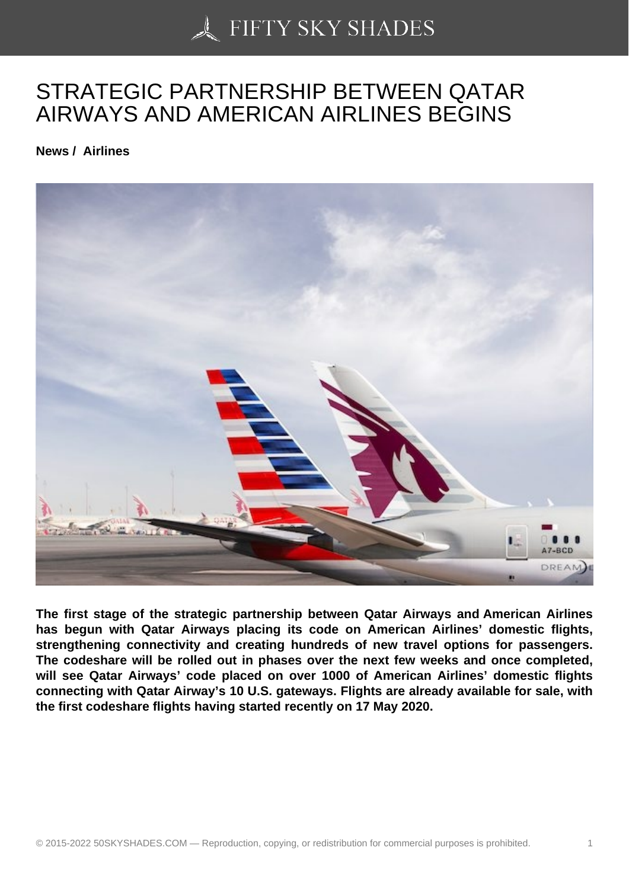# STRATEGIC PARTNERSHIP BETWEEN QATAR AIRWAYS AND AMERICAN AIRLINES BEGINS

**News / Airlines**

**The first stage of the strategic partnership between Qatar Airways and American Airlines has begun with Qatar Airways placing its code on American Airlines' domestic flights, strengthening connectivity and creating hundreds of new travel options for passengers. The codeshare will be rolled out in phases over the next few weeks and once completed, will see Qatar Airways' code placed on over 1000 of American Airlines' domestic flights connecting with Qatar Airway's 10 U.S. gateways. Flights are already available for sale, with the first codeshare flights having started recently on 17 May 2020.**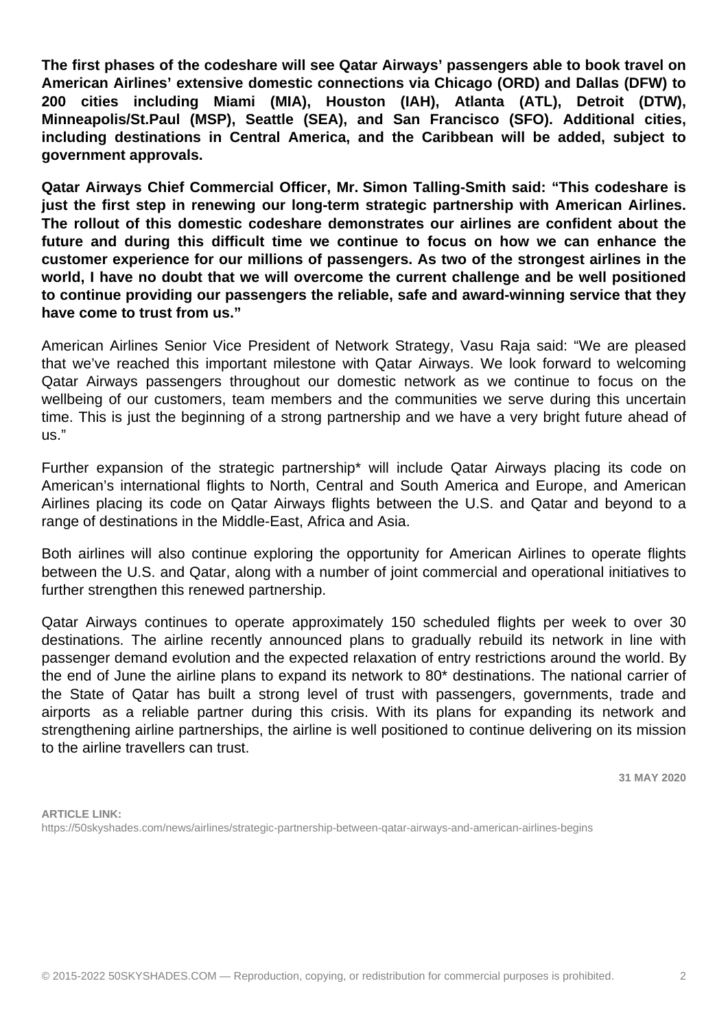**The first phases of the codeshare will see Qatar Airways' passengers able to book travel on American Airlines' extensive domestic connections via Chicago (ORD) and Dallas (DFW) to 200 cities including Miami (MIA), Houston (IAH), Atlanta (ATL), Detroit (DTW), Minneapolis/St.Paul (MSP), Seattle (SEA), and San Francisco (SFO). Additional cities, including destinations in Central America, and the Caribbean will be added, subject to government approvals.**

**Qatar Airways Chief Commercial Officer, Mr. Simon Talling-Smith said: "This codeshare is just the first step in renewing our long-term strategic partnership with American Airlines. The rollout of this domestic codeshare demonstrates our airlines are confident about the future and during this difficult time we continue to focus on how we can enhance the customer experience for our millions of passengers. As two of the strongest airlines in the world, I have no doubt that we will overcome the current challenge and be well positioned to continue providing our passengers the reliable, safe and award-winning service that they have come to trust from us."**

American Airlines Senior Vice President of Network Strategy, Vasu Raja said: "We are pleased that we've reached this important milestone with Qatar Airways. We look forward to welcoming Qatar Airways passengers throughout our domestic network as we continue to focus on the wellbeing of our customers, team members and the communities we serve during this uncertain time. This is just the beginning of a strong partnership and we have a very bright future ahead of us."

Further expansion of the strategic partnership* will include Qatar Airways placing its code on American's international flights to North, Central and South America and Europe, and American Airlines placing its code on Qatar Airways flights between the U.S. and Qatar and beyond to a range of destinations in the Middle-East, Africa and Asia.

Both airlines will also continue exploring the opportunity for American Airlines to operate flights between the U.S. and Qatar, along with a number of joint commercial and operational initiatives to further strengthen this renewed partnership.

Qatar Airways continues to operate approximately 150 scheduled flights per week to over 30 destinations. The airline recently announced plans to gradually rebuild its network in line with passenger demand evolution and the expected relaxation of entry restrictions around the world. By the end of June the airline plans to expand its network to 80* destinations. The national carrier of the State of Qatar has built a strong level of trust with passengers, governments, trade and airports as a reliable partner during this crisis. With its plans for expanding its network and strengthening airline partnerships, the airline is well positioned to continue delivering on its mission to the airline travellers can trust.

**31 MAY 2020**

**ARTICLE LINK:**
https://50skyshades.com/news/airlines/strategic-partnership-between-qatar-airways-and-american-airlines-begins